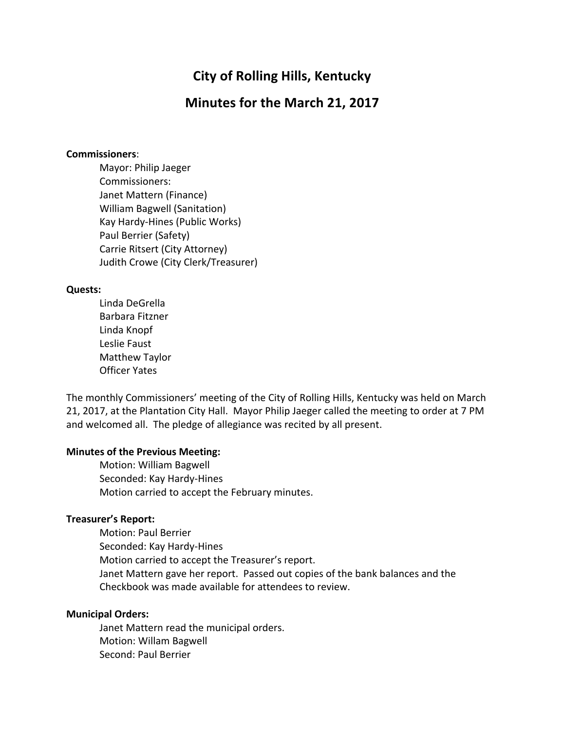# City of Rolling Hills, Kentucky

## Minutes for the March 21, 2017

**Commissioners**:

Mayor: Philip Jaeger
Commissioners:
Janet Mattern (Finance)
William Bagwell (Sanitation)
Kay Hardy-Hines (Public Works)
Paul Berrier (Safety)
Carrie Ritsert (City Attorney)
Judith Crowe (City Clerk/Treasurer)

**Quests:**

Linda DeGrella
Barbara Fitzner
Linda Knopf
Leslie Faust
Matthew Taylor
Officer Yates

The monthly Commissioners' meeting of the City of Rolling Hills, Kentucky was held on March 21, 2017, at the Plantation City Hall. Mayor Philip Jaeger called the meeting to order at 7 PM and welcomed all. The pledge of allegiance was recited by all present.

**Minutes of the Previous Meeting:**

Motion: William Bagwell
Seconded: Kay Hardy-Hines
Motion carried to accept the February minutes.

**Treasurer's Report:**

Motion: Paul Berrier
Seconded: Kay Hardy-Hines
Motion carried to accept the Treasurer's report.
Janet Mattern gave her report. Passed out copies of the bank balances and the Checkbook was made available for attendees to review.

**Municipal Orders:**

Janet Mattern read the municipal orders.
Motion: Willam Bagwell
Second: Paul Berrier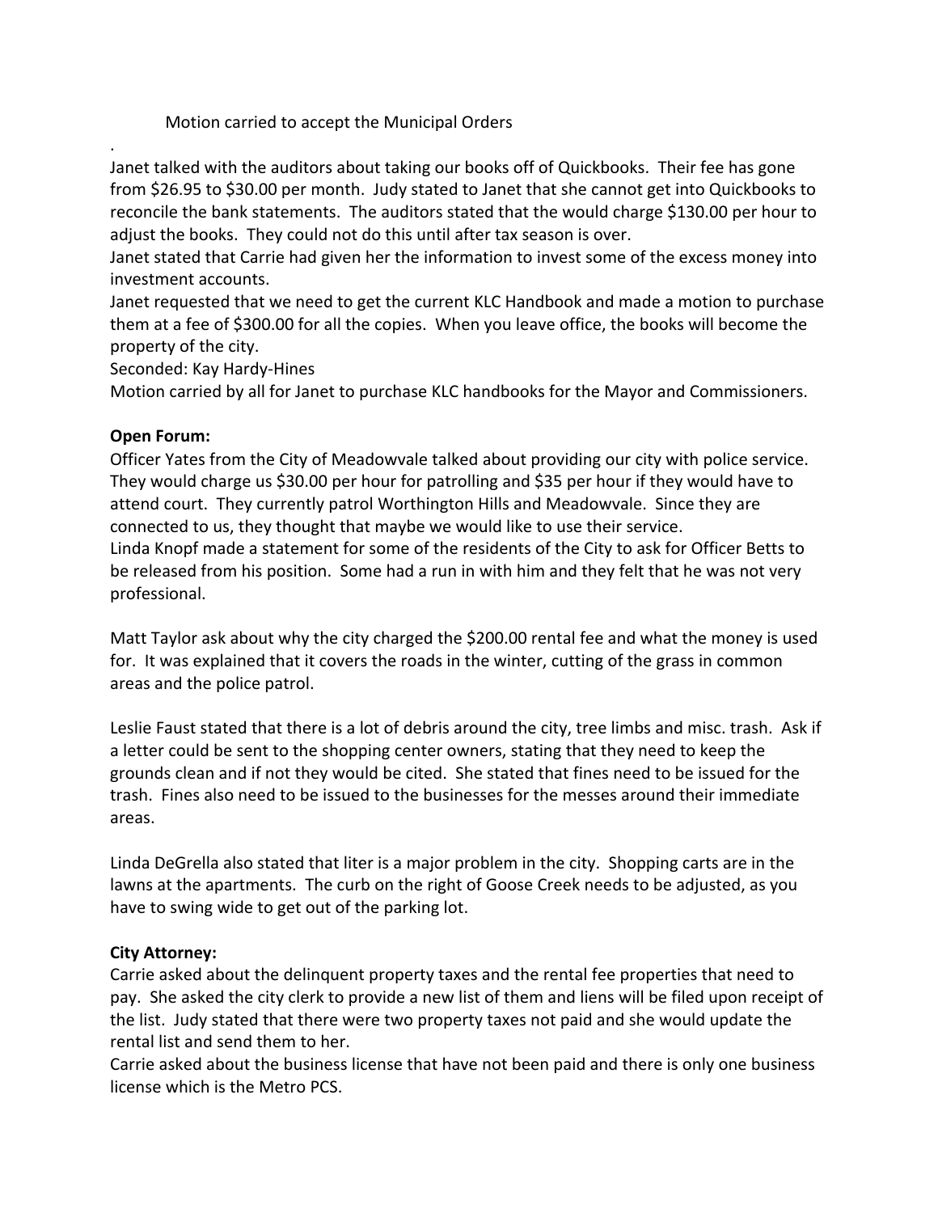Motion carried to accept the Municipal Orders

.
Janet talked with the auditors about taking our books off of Quickbooks. Their fee has gone from $26.95 to $30.00 per month. Judy stated to Janet that she cannot get into Quickbooks to reconcile the bank statements. The auditors stated that the would charge $130.00 per hour to adjust the books. They could not do this until after tax season is over.
Janet stated that Carrie had given her the information to invest some of the excess money into investment accounts.
Janet requested that we need to get the current KLC Handbook and made a motion to purchase them at a fee of $300.00 for all the copies. When you leave office, the books will become the property of the city.
Seconded: Kay Hardy-Hines
Motion carried by all for Janet to purchase KLC handbooks for the Mayor and Commissioners.

**Open Forum:**
Officer Yates from the City of Meadowvale talked about providing our city with police service. They would charge us $30.00 per hour for patrolling and $35 per hour if they would have to attend court. They currently patrol Worthington Hills and Meadowvale. Since they are connected to us, they thought that maybe we would like to use their service.
Linda Knopf made a statement for some of the residents of the City to ask for Officer Betts to be released from his position. Some had a run in with him and they felt that he was not very professional.

Matt Taylor ask about why the city charged the $200.00 rental fee and what the money is used for. It was explained that it covers the roads in the winter, cutting of the grass in common areas and the police patrol.

Leslie Faust stated that there is a lot of debris around the city, tree limbs and misc. trash. Ask if a letter could be sent to the shopping center owners, stating that they need to keep the grounds clean and if not they would be cited. She stated that fines need to be issued for the trash. Fines also need to be issued to the businesses for the messes around their immediate areas.

Linda DeGrella also stated that liter is a major problem in the city. Shopping carts are in the lawns at the apartments. The curb on the right of Goose Creek needs to be adjusted, as you have to swing wide to get out of the parking lot.

**City Attorney:**
Carrie asked about the delinquent property taxes and the rental fee properties that need to pay. She asked the city clerk to provide a new list of them and liens will be filed upon receipt of the list. Judy stated that there were two property taxes not paid and she would update the rental list and send them to her.
Carrie asked about the business license that have not been paid and there is only one business license which is the Metro PCS.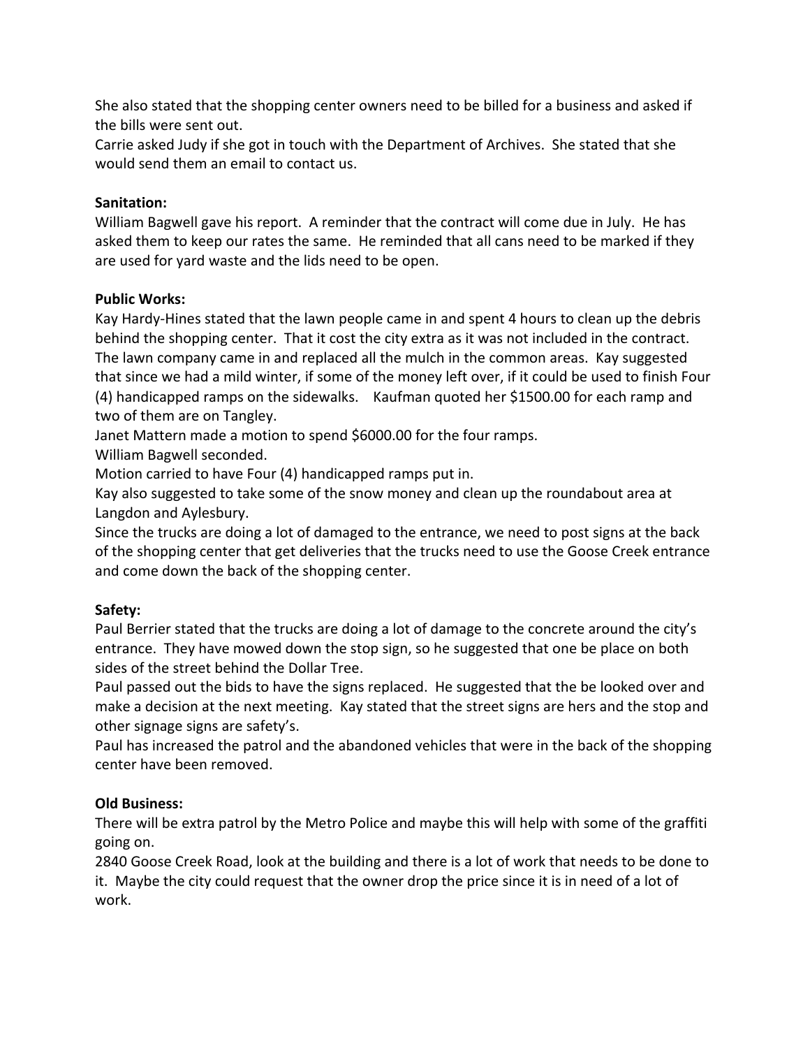She also stated that the shopping center owners need to be billed for a business and asked if the bills were sent out.
Carrie asked Judy if she got in touch with the Department of Archives. She stated that she would send them an email to contact us.

**Sanitation:**
William Bagwell gave his report. A reminder that the contract will come due in July. He has asked them to keep our rates the same. He reminded that all cans need to be marked if they are used for yard waste and the lids need to be open.

**Public Works:**
Kay Hardy-Hines stated that the lawn people came in and spent 4 hours to clean up the debris behind the shopping center. That it cost the city extra as it was not included in the contract. The lawn company came in and replaced all the mulch in the common areas. Kay suggested that since we had a mild winter, if some of the money left over, if it could be used to finish Four (4) handicapped ramps on the sidewalks. Kaufman quoted her $1500.00 for each ramp and two of them are on Tangley.
Janet Mattern made a motion to spend $6000.00 for the four ramps.
William Bagwell seconded.
Motion carried to have Four (4) handicapped ramps put in.
Kay also suggested to take some of the snow money and clean up the roundabout area at Langdon and Aylesbury.
Since the trucks are doing a lot of damaged to the entrance, we need to post signs at the back of the shopping center that get deliveries that the trucks need to use the Goose Creek entrance and come down the back of the shopping center.

**Safety:**
Paul Berrier stated that the trucks are doing a lot of damage to the concrete around the city's entrance. They have mowed down the stop sign, so he suggested that one be place on both sides of the street behind the Dollar Tree.
Paul passed out the bids to have the signs replaced. He suggested that the be looked over and make a decision at the next meeting. Kay stated that the street signs are hers and the stop and other signage signs are safety's.
Paul has increased the patrol and the abandoned vehicles that were in the back of the shopping center have been removed.

**Old Business:**
There will be extra patrol by the Metro Police and maybe this will help with some of the graffiti going on.
2840 Goose Creek Road, look at the building and there is a lot of work that needs to be done to it. Maybe the city could request that the owner drop the price since it is in need of a lot of work.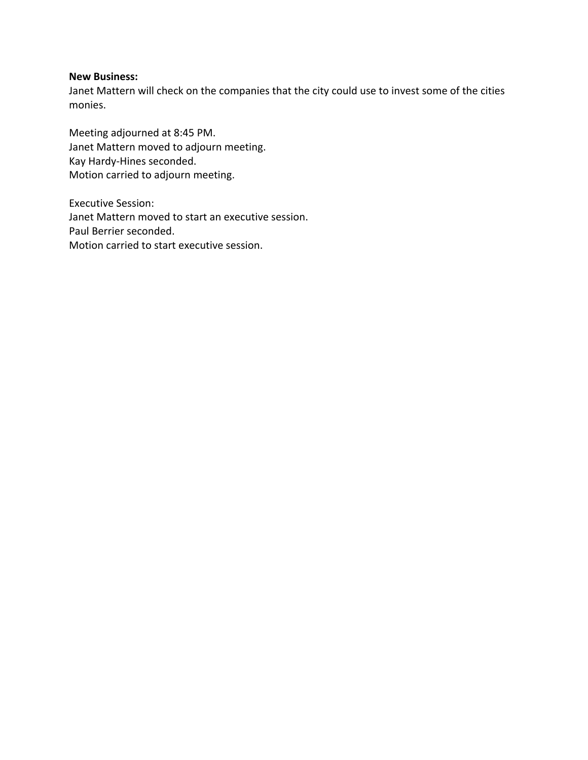**New Business:**
Janet Mattern will check on the companies that the city could use to invest some of the cities monies.

Meeting adjourned at 8:45 PM.
Janet Mattern moved to adjourn meeting.
Kay Hardy-Hines seconded.
Motion carried to adjourn meeting.

Executive Session:
Janet Mattern moved to start an executive session.
Paul Berrier seconded.
Motion carried to start executive session.